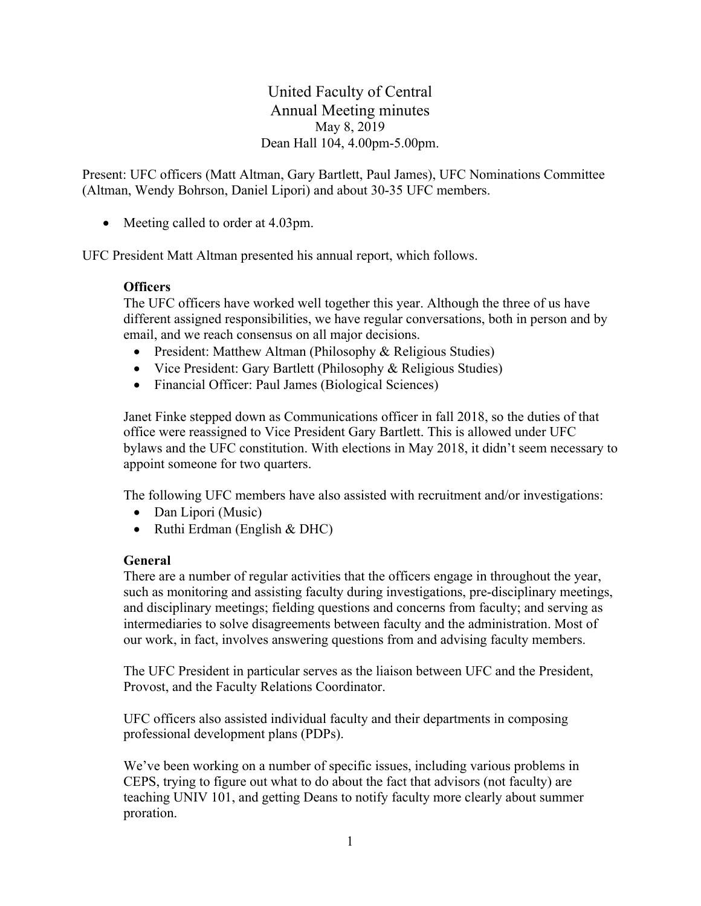# United Faculty of Central
## Annual Meeting minutes

May 8, 2019
Dean Hall 104, 4.00pm-5.00pm.

Present: UFC officers (Matt Altman, Gary Bartlett, Paul James), UFC Nominations Committee (Altman, Wendy Bohrson, Daniel Lipori) and about 30-35 UFC members.

- Meeting called to order at 4.03pm.

UFC President Matt Altman presented his annual report, which follows.

**Officers**

The UFC officers have worked well together this year. Although the three of us have different assigned responsibilities, we have regular conversations, both in person and by email, and we reach consensus on all major decisions.

- President: Matthew Altman (Philosophy & Religious Studies)
- Vice President: Gary Bartlett (Philosophy & Religious Studies)
- Financial Officer: Paul James (Biological Sciences)

Janet Finke stepped down as Communications officer in fall 2018, so the duties of that office were reassigned to Vice President Gary Bartlett. This is allowed under UFC bylaws and the UFC constitution. With elections in May 2018, it didn't seem necessary to appoint someone for two quarters.

The following UFC members have also assisted with recruitment and/or investigations:

- Dan Lipori (Music)
- Ruthi Erdman (English & DHC)

**General**

There are a number of regular activities that the officers engage in throughout the year, such as monitoring and assisting faculty during investigations, pre-disciplinary meetings, and disciplinary meetings; fielding questions and concerns from faculty; and serving as intermediaries to solve disagreements between faculty and the administration. Most of our work, in fact, involves answering questions from and advising faculty members.

The UFC President in particular serves as the liaison between UFC and the President, Provost, and the Faculty Relations Coordinator.

UFC officers also assisted individual faculty and their departments in composing professional development plans (PDPs).

We've been working on a number of specific issues, including various problems in CEPS, trying to figure out what to do about the fact that advisors (not faculty) are teaching UNIV 101, and getting Deans to notify faculty more clearly about summer proration.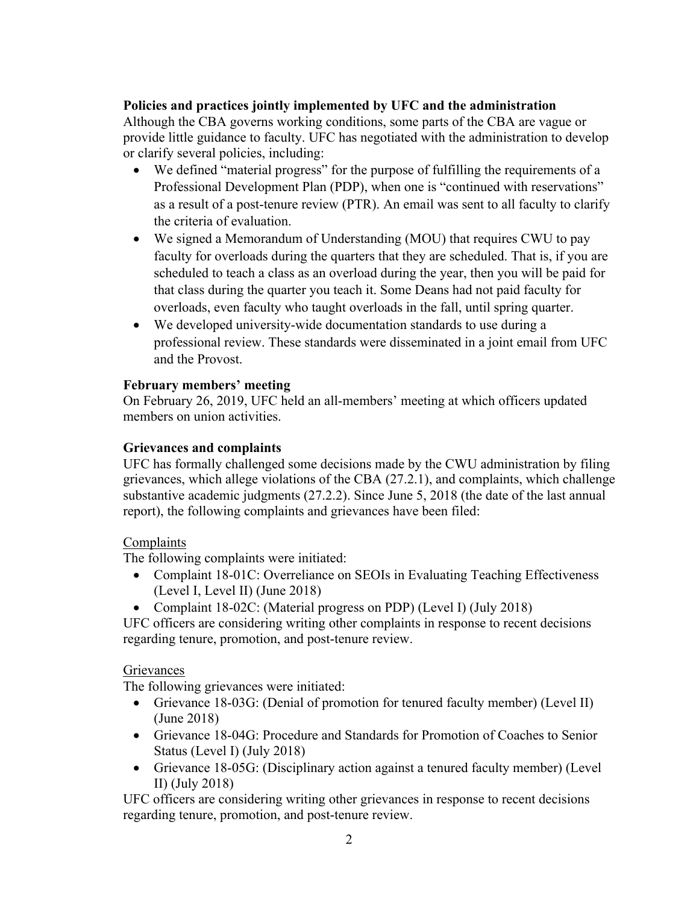**Policies and practices jointly implemented by UFC and the administration**

Although the CBA governs working conditions, some parts of the CBA are vague or provide little guidance to faculty. UFC has negotiated with the administration to develop or clarify several policies, including:

- We defined "material progress" for the purpose of fulfilling the requirements of a Professional Development Plan (PDP), when one is "continued with reservations" as a result of a post-tenure review (PTR). An email was sent to all faculty to clarify the criteria of evaluation.
- We signed a Memorandum of Understanding (MOU) that requires CWU to pay faculty for overloads during the quarters that they are scheduled. That is, if you are scheduled to teach a class as an overload during the year, then you will be paid for that class during the quarter you teach it. Some Deans had not paid faculty for overloads, even faculty who taught overloads in the fall, until spring quarter.
- We developed university-wide documentation standards to use during a professional review. These standards were disseminated in a joint email from UFC and the Provost.

**February members' meeting**

On February 26, 2019, UFC held an all-members' meeting at which officers updated members on union activities.

**Grievances and complaints**

UFC has formally challenged some decisions made by the CWU administration by filing grievances, which allege violations of the CBA (27.2.1), and complaints, which challenge substantive academic judgments (27.2.2). Since June 5, 2018 (the date of the last annual report), the following complaints and grievances have been filed:

Complaints

The following complaints were initiated:

- Complaint 18-01C: Overreliance on SEOIs in Evaluating Teaching Effectiveness (Level I, Level II) (June 2018)
- Complaint 18-02C: (Material progress on PDP) (Level I) (July 2018)

UFC officers are considering writing other complaints in response to recent decisions regarding tenure, promotion, and post-tenure review.

Grievances

The following grievances were initiated:

- Grievance 18-03G: (Denial of promotion for tenured faculty member) (Level II) (June 2018)
- Grievance 18-04G: Procedure and Standards for Promotion of Coaches to Senior Status (Level I) (July 2018)
- Grievance 18-05G: (Disciplinary action against a tenured faculty member) (Level II) (July 2018)

UFC officers are considering writing other grievances in response to recent decisions regarding tenure, promotion, and post-tenure review.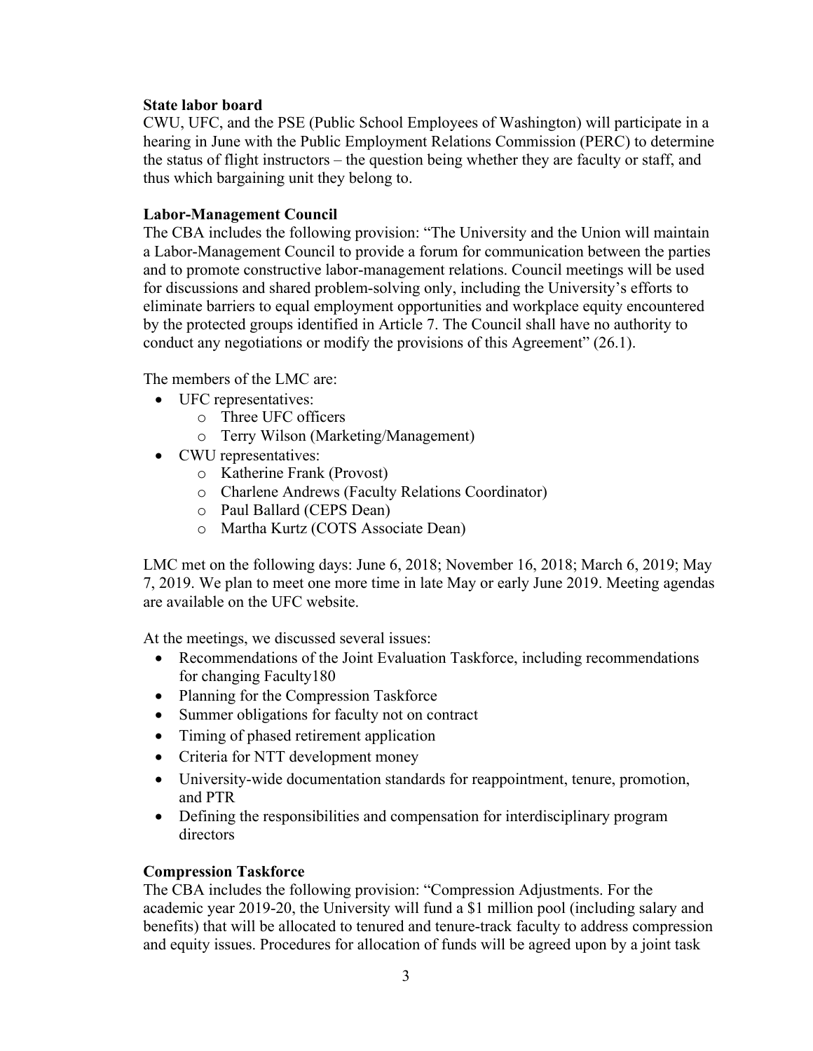**State labor board**

CWU, UFC, and the PSE (Public School Employees of Washington) will participate in a hearing in June with the Public Employment Relations Commission (PERC) to determine the status of flight instructors – the question being whether they are faculty or staff, and thus which bargaining unit they belong to.

**Labor-Management Council**

The CBA includes the following provision: "The University and the Union will maintain a Labor-Management Council to provide a forum for communication between the parties and to promote constructive labor-management relations. Council meetings will be used for discussions and shared problem-solving only, including the University's efforts to eliminate barriers to equal employment opportunities and workplace equity encountered by the protected groups identified in Article 7. The Council shall have no authority to conduct any negotiations or modify the provisions of this Agreement" (26.1).

The members of the LMC are:

- UFC representatives:
  - Three UFC officers
  - Terry Wilson (Marketing/Management)
- CWU representatives:
  - Katherine Frank (Provost)
  - Charlene Andrews (Faculty Relations Coordinator)
  - Paul Ballard (CEPS Dean)
  - Martha Kurtz (COTS Associate Dean)

LMC met on the following days: June 6, 2018; November 16, 2018; March 6, 2019; May 7, 2019. We plan to meet one more time in late May or early June 2019. Meeting agendas are available on the UFC website.

At the meetings, we discussed several issues:

- Recommendations of the Joint Evaluation Taskforce, including recommendations for changing Faculty180
- Planning for the Compression Taskforce
- Summer obligations for faculty not on contract
- Timing of phased retirement application
- Criteria for NTT development money
- University-wide documentation standards for reappointment, tenure, promotion, and PTR
- Defining the responsibilities and compensation for interdisciplinary program directors

**Compression Taskforce**

The CBA includes the following provision: "Compression Adjustments. For the academic year 2019-20, the University will fund a $1 million pool (including salary and benefits) that will be allocated to tenured and tenure-track faculty to address compression and equity issues. Procedures for allocation of funds will be agreed upon by a joint task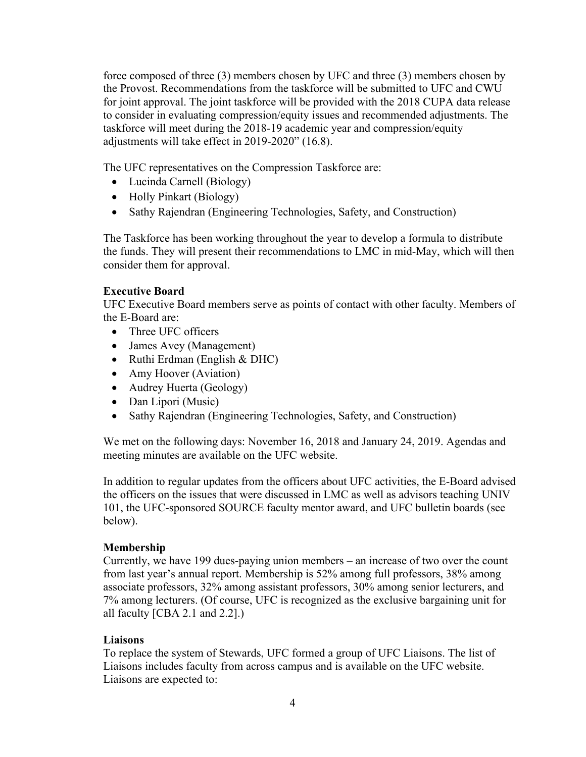force composed of three (3) members chosen by UFC and three (3) members chosen by the Provost. Recommendations from the taskforce will be submitted to UFC and CWU for joint approval. The joint taskforce will be provided with the 2018 CUPA data release to consider in evaluating compression/equity issues and recommended adjustments. The taskforce will meet during the 2018-19 academic year and compression/equity adjustments will take effect in 2019-2020" (16.8).

The UFC representatives on the Compression Taskforce are:

- Lucinda Carnell (Biology)
- Holly Pinkart (Biology)
- Sathy Rajendran (Engineering Technologies, Safety, and Construction)

The Taskforce has been working throughout the year to develop a formula to distribute the funds. They will present their recommendations to LMC in mid-May, which will then consider them for approval.

**Executive Board**

UFC Executive Board members serve as points of contact with other faculty. Members of the E-Board are:

- Three UFC officers
- James Avey (Management)
- Ruthi Erdman (English & DHC)
- Amy Hoover (Aviation)
- Audrey Huerta (Geology)
- Dan Lipori (Music)
- Sathy Rajendran (Engineering Technologies, Safety, and Construction)

We met on the following days: November 16, 2018 and January 24, 2019. Agendas and meeting minutes are available on the UFC website.

In addition to regular updates from the officers about UFC activities, the E-Board advised the officers on the issues that were discussed in LMC as well as advisors teaching UNIV 101, the UFC-sponsored SOURCE faculty mentor award, and UFC bulletin boards (see below).

**Membership**

Currently, we have 199 dues-paying union members – an increase of two over the count from last year's annual report. Membership is 52% among full professors, 38% among associate professors, 32% among assistant professors, 30% among senior lecturers, and 7% among lecturers. (Of course, UFC is recognized as the exclusive bargaining unit for all faculty [CBA 2.1 and 2.2].)

**Liaisons**

To replace the system of Stewards, UFC formed a group of UFC Liaisons. The list of Liaisons includes faculty from across campus and is available on the UFC website. Liaisons are expected to: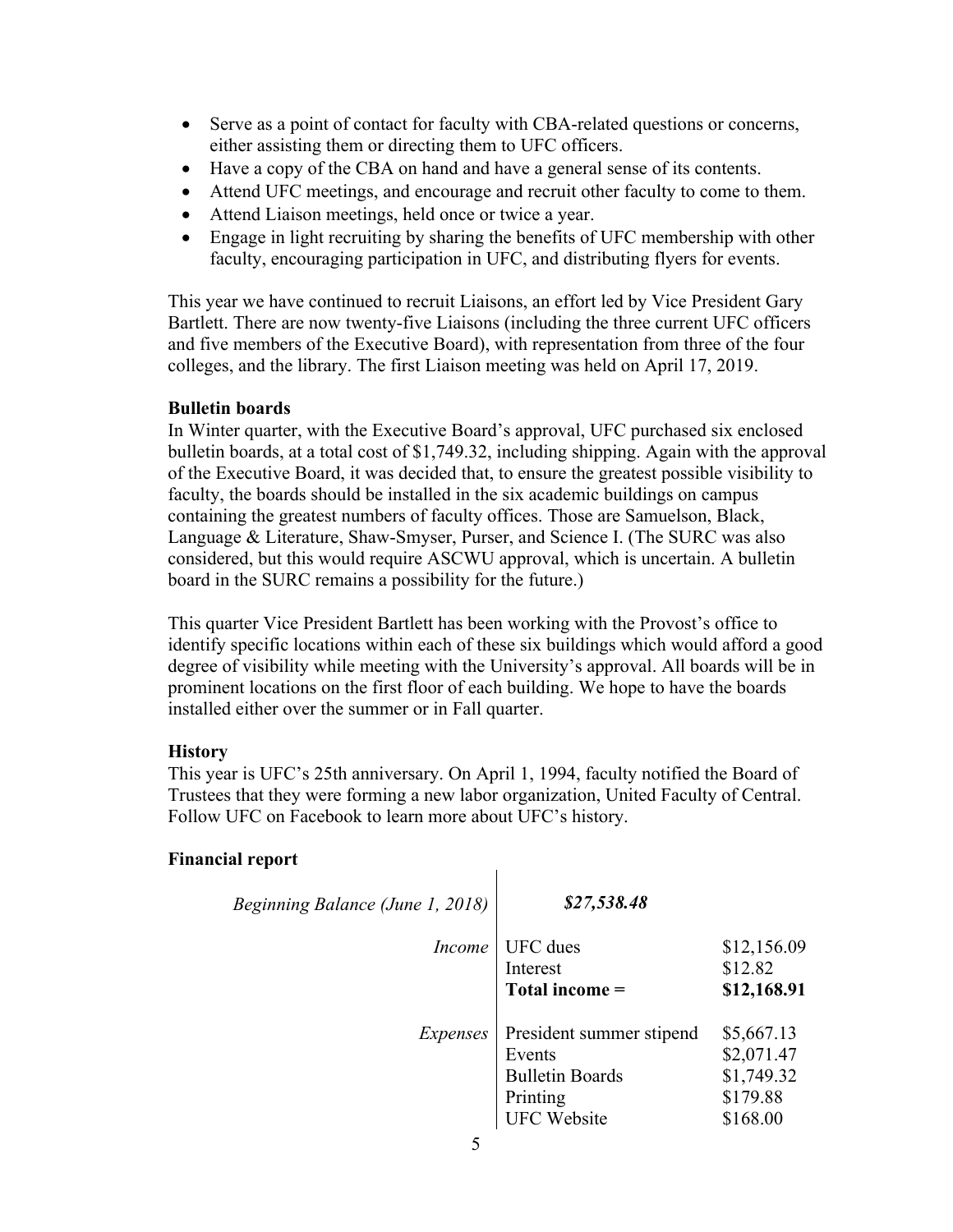- Serve as a point of contact for faculty with CBA-related questions or concerns, either assisting them or directing them to UFC officers.
- Have a copy of the CBA on hand and have a general sense of its contents.
- Attend UFC meetings, and encourage and recruit other faculty to come to them.
- Attend Liaison meetings, held once or twice a year.
- Engage in light recruiting by sharing the benefits of UFC membership with other faculty, encouraging participation in UFC, and distributing flyers for events.

This year we have continued to recruit Liaisons, an effort led by Vice President Gary Bartlett. There are now twenty-five Liaisons (including the three current UFC officers and five members of the Executive Board), with representation from three of the four colleges, and the library. The first Liaison meeting was held on April 17, 2019.

**Bulletin boards**

In Winter quarter, with the Executive Board's approval, UFC purchased six enclosed bulletin boards, at a total cost of $1,749.32, including shipping. Again with the approval of the Executive Board, it was decided that, to ensure the greatest possible visibility to faculty, the boards should be installed in the six academic buildings on campus containing the greatest numbers of faculty offices. Those are Samuelson, Black, Language & Literature, Shaw-Smyser, Purser, and Science I. (The SURC was also considered, but this would require ASCWU approval, which is uncertain. A bulletin board in the SURC remains a possibility for the future.)

This quarter Vice President Bartlett has been working with the Provost's office to identify specific locations within each of these six buildings which would afford a good degree of visibility while meeting with the University's approval. All boards will be in prominent locations on the first floor of each building. We hope to have the boards installed either over the summer or in Fall quarter.

**History**

This year is UFC's 25th anniversary. On April 1, 1994, faculty notified the Board of Trustees that they were forming a new labor organization, United Faculty of Central. Follow UFC on Facebook to learn more about UFC's history.

**Financial report**

| | | |
|---|---|---|
| *Beginning Balance (June 1, 2018)* | ***$27,538.48*** | |
| *Income* | UFC dues | $12,156.09 |
| | Interest | $12.82 |
| | **Total income =** | **$12,168.91** |
| *Expenses* | President summer stipend | $5,667.13 |
| | Events | $2,071.47 |
| | Bulletin Boards | $1,749.32 |
| | Printing | $179.88 |
| | UFC Website | $168.00 |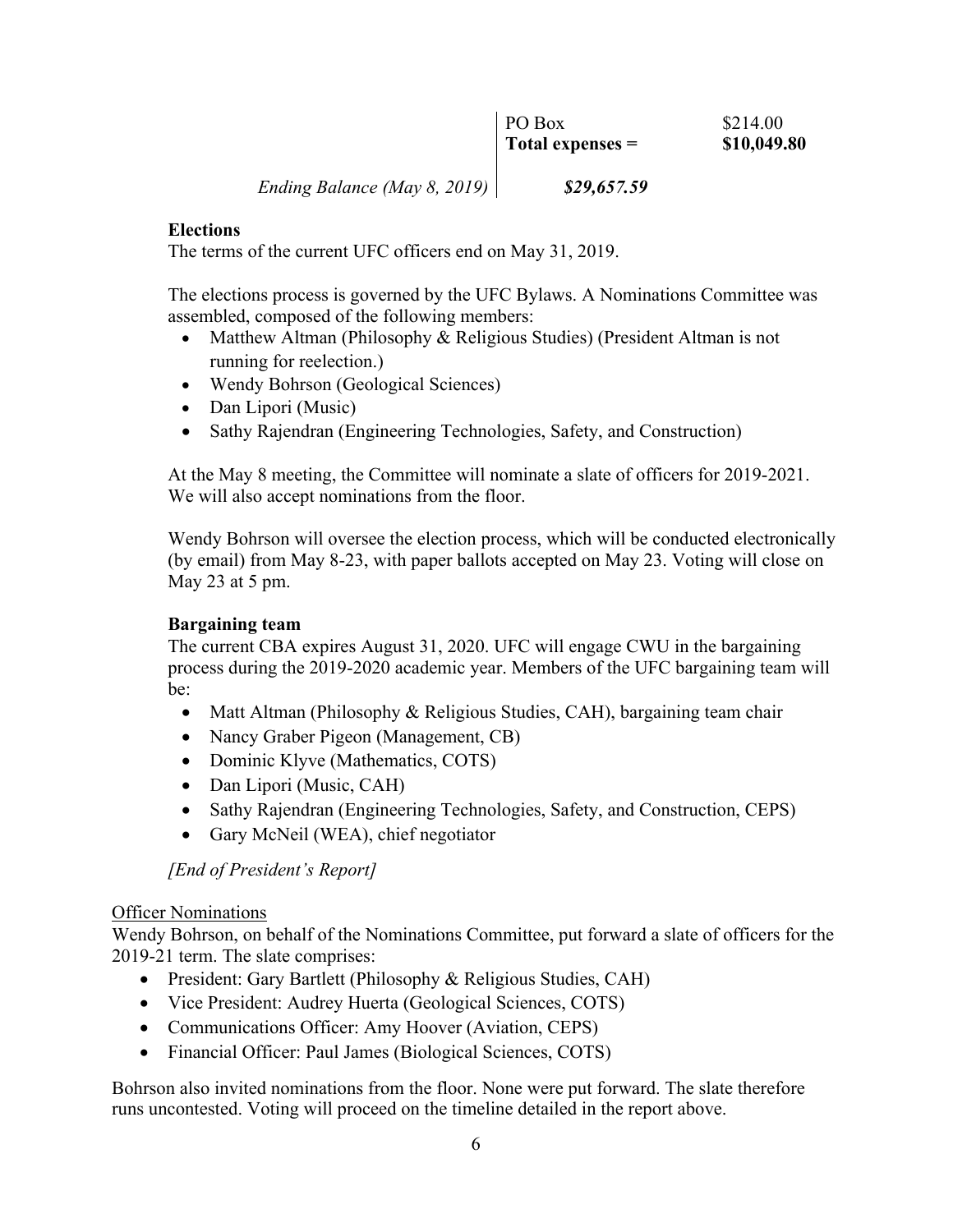| | | |
|---|---|---|
| | PO Box | $214.00 |
| | **Total expenses =** | **$10,049.80** |
| *Ending Balance (May 8, 2019)* | ***$29,657.59*** | |

**Elections**

The terms of the current UFC officers end on May 31, 2019.

The elections process is governed by the UFC Bylaws. A Nominations Committee was assembled, composed of the following members:

- Matthew Altman (Philosophy & Religious Studies) (President Altman is not running for reelection.)
- Wendy Bohrson (Geological Sciences)
- Dan Lipori (Music)
- Sathy Rajendran (Engineering Technologies, Safety, and Construction)

At the May 8 meeting, the Committee will nominate a slate of officers for 2019-2021. We will also accept nominations from the floor.

Wendy Bohrson will oversee the election process, which will be conducted electronically (by email) from May 8-23, with paper ballots accepted on May 23. Voting will close on May 23 at 5 pm.

**Bargaining team**

The current CBA expires August 31, 2020. UFC will engage CWU in the bargaining process during the 2019-2020 academic year. Members of the UFC bargaining team will be:

- Matt Altman (Philosophy & Religious Studies, CAH), bargaining team chair
- Nancy Graber Pigeon (Management, CB)
- Dominic Klyve (Mathematics, COTS)
- Dan Lipori (Music, CAH)
- Sathy Rajendran (Engineering Technologies, Safety, and Construction, CEPS)
- Gary McNeil (WEA), chief negotiator

*[End of President's Report]*

<u>Officer Nominations</u>

Wendy Bohrson, on behalf of the Nominations Committee, put forward a slate of officers for the 2019-21 term. The slate comprises:

- President: Gary Bartlett (Philosophy & Religious Studies, CAH)
- Vice President: Audrey Huerta (Geological Sciences, COTS)
- Communications Officer: Amy Hoover (Aviation, CEPS)
- Financial Officer: Paul James (Biological Sciences, COTS)

Bohrson also invited nominations from the floor. None were put forward. The slate therefore runs uncontested. Voting will proceed on the timeline detailed in the report above.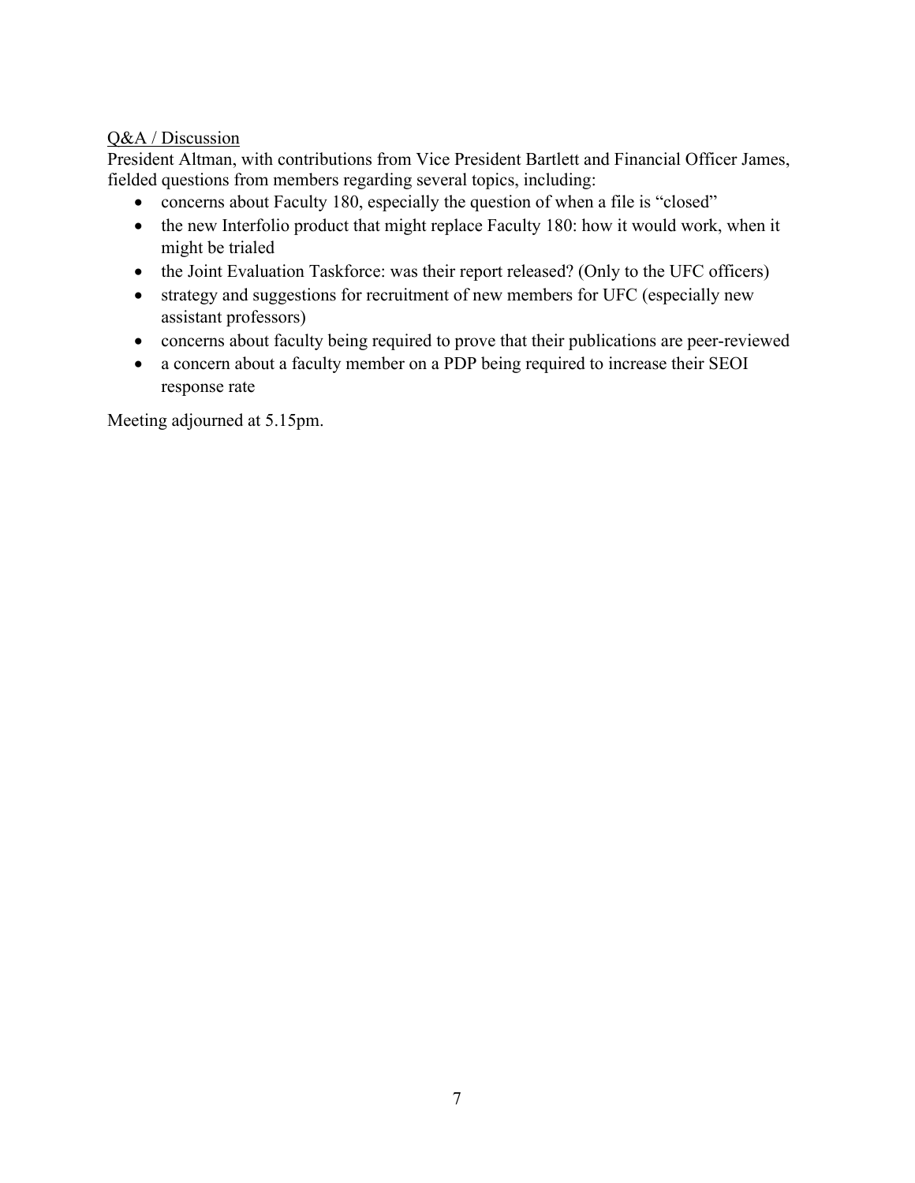Q&A / Discussion

President Altman, with contributions from Vice President Bartlett and Financial Officer James, fielded questions from members regarding several topics, including:

- concerns about Faculty 180, especially the question of when a file is "closed"
- the new Interfolio product that might replace Faculty 180: how it would work, when it might be trialed
- the Joint Evaluation Taskforce: was their report released? (Only to the UFC officers)
- strategy and suggestions for recruitment of new members for UFC (especially new assistant professors)
- concerns about faculty being required to prove that their publications are peer-reviewed
- a concern about a faculty member on a PDP being required to increase their SEOI response rate

Meeting adjourned at 5.15pm.